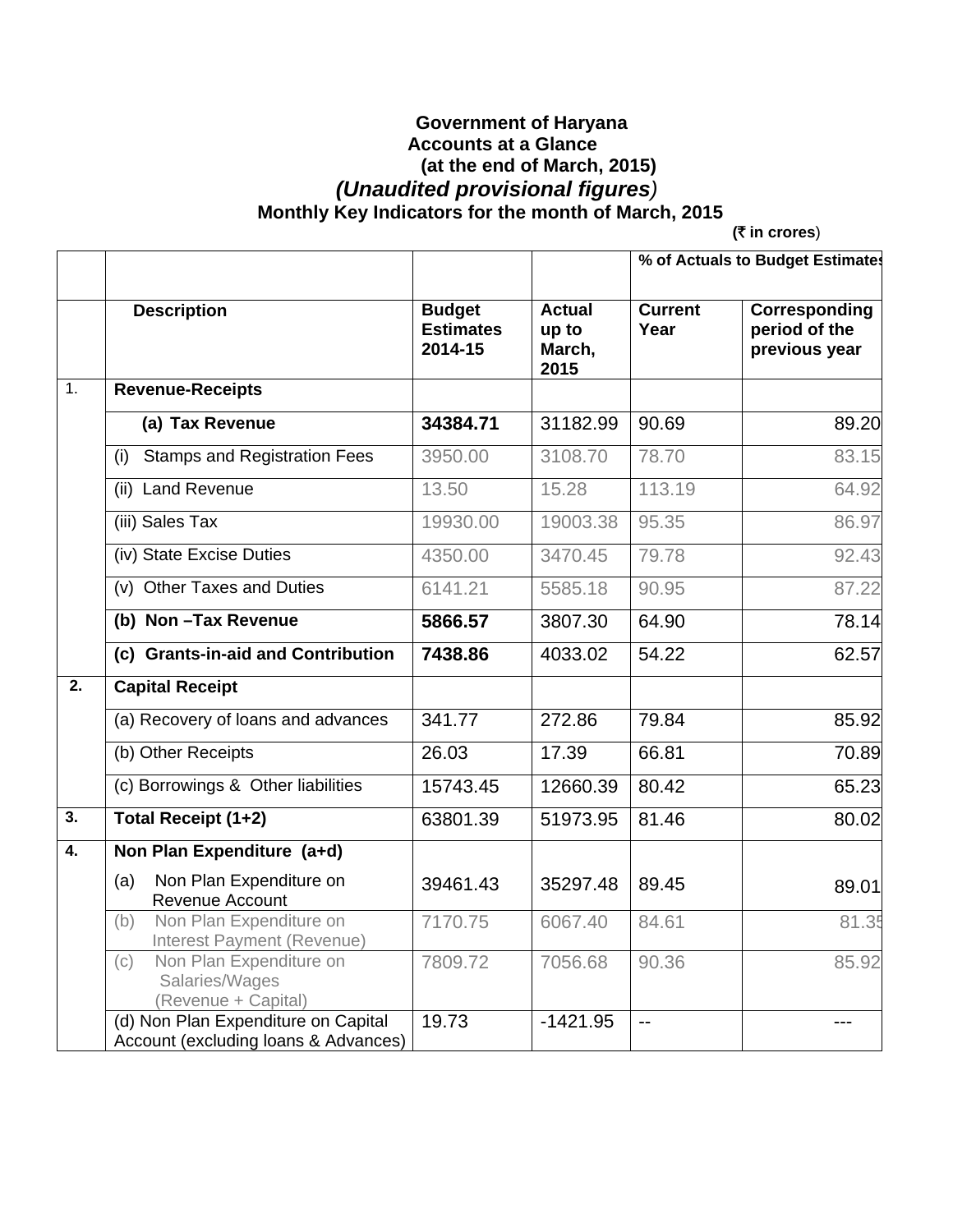**Government of Haryana**

**Accounts at a Glance**

**(at the end of March, 2015)**

***(Unaudited provisional figures)***

**Monthly Key Indicators for the month of March, 2015**

**(₹ in crores)**

| | | | | % of Actuals to Budget Estimates | |
|---|---|---|---|---|---|
| | **Description** | **Budget Estimates 2014-15** | **Actual up to March, 2015** | **Current Year** | **Corresponding period of the previous year** |
| 1. | **Revenue-Receipts** | | | | |
| | **(a) Tax Revenue** | **34384.71** | 31182.99 | 90.69 | 89.20 |
| | (i) Stamps and Registration Fees | 3950.00 | 3108.70 | 78.70 | 83.15 |
| | (ii) Land Revenue | 13.50 | 15.28 | 113.19 | 64.92 |
| | (iii) Sales Tax | 19930.00 | 19003.38 | 95.35 | 86.97 |
| | (iv) State Excise Duties | 4350.00 | 3470.45 | 79.78 | 92.43 |
| | (v) Other Taxes and Duties | 6141.21 | 5585.18 | 90.95 | 87.22 |
| | **(b) Non –Tax Revenue** | **5866.57** | 3807.30 | 64.90 | 78.14 |
| | **(c) Grants-in-aid and Contribution** | **7438.86** | 4033.02 | 54.22 | 62.57 |
| 2. | **Capital Receipt** | | | | |
| | (a) Recovery of loans and advances | 341.77 | 272.86 | 79.84 | 85.92 |
| | (b) Other Receipts | 26.03 | 17.39 | 66.81 | 70.89 |
| | (c) Borrowings & Other liabilities | 15743.45 | 12660.39 | 80.42 | 65.23 |
| 3. | **Total Receipt (1+2)** | 63801.39 | 51973.95 | 81.46 | 80.02 |
| 4. | **Non Plan Expenditure (a+d)** | | | | |
| | (a) Non Plan Expenditure on Revenue Account | 39461.43 | 35297.48 | 89.45 | 89.01 |
| | (b) Non Plan Expenditure on Interest Payment (Revenue) | 7170.75 | 6067.40 | 84.61 | 81.35 |
| | (c) Non Plan Expenditure on Salaries/Wages (Revenue + Capital) | 7809.72 | 7056.68 | 90.36 | 85.92 |
| | (d) Non Plan Expenditure on Capital Account (excluding loans & Advances) | 19.73 | -1421.95 | -- | --- |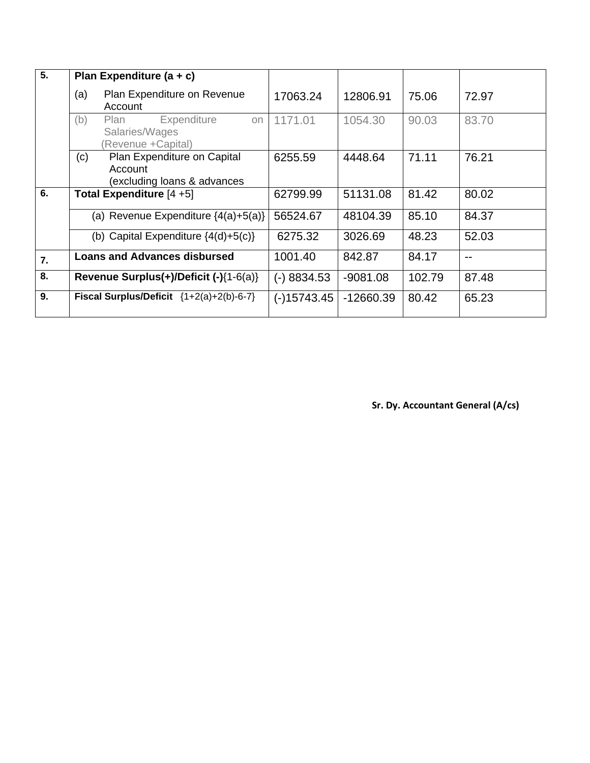| | | | | | |
|---|---|---|---|---|---|
| 5. | **Plan Expenditure (a + c)** | | | | |
| | (a) Plan Expenditure on Revenue Account | 17063.24 | 12806.91 | 75.06 | 72.97 |
| | (b) Plan Expenditure on Salaries/Wages (Revenue +Capital) | 1171.01 | 1054.30 | 90.03 | 83.70 |
| | (c) Plan Expenditure on Capital Account (excluding loans & advances | 6255.59 | 4448.64 | 71.11 | 76.21 |
| 6. | **Total Expenditure** [4 +5] | 62799.99 | 51131.08 | 81.42 | 80.02 |
| | (a) Revenue Expenditure {4(a)+5(a)} | 56524.67 | 48104.39 | 85.10 | 84.37 |
| | (b) Capital Expenditure {4(d)+5(c)} | 6275.32 | 3026.69 | 48.23 | 52.03 |
| 7. | **Loans and Advances disbursed** | 1001.40 | 842.87 | 84.17 | -- |
| 8. | **Revenue Surplus(+)/Deficit (-)**{1-6(a)} | (-) 8834.53 | -9081.08 | 102.79 | 87.48 |
| 9. | **Fiscal Surplus/Deficit** {1+2(a)+2(b)-6-7} | (-)15743.45 | -12660.39 | 80.42 | 65.23 |

**Sr. Dy. Accountant General (A/cs)**